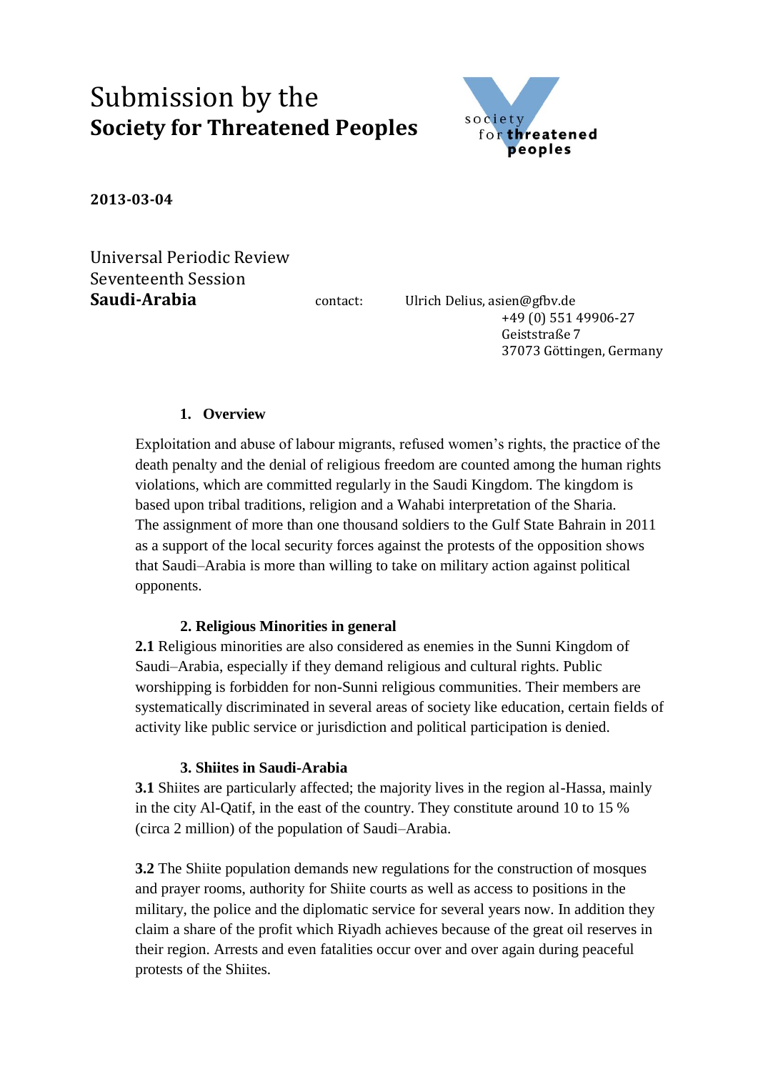# Submission by the
# **Society for Threatened Peoples**

**2013-03-04**

Universal Periodic Review
Seventeenth Session
**Saudi-Arabia**

contact: Ulrich Delius, asien@gfbv.de
+49 (0) 551 49906-27
Geiststraße 7
37073 Göttingen, Germany

## 1. Overview

Exploitation and abuse of labour migrants, refused women's rights, the practice of the death penalty and the denial of religious freedom are counted among the human rights violations, which are committed regularly in the Saudi Kingdom. The kingdom is based upon tribal traditions, religion and a Wahabi interpretation of the Sharia. The assignment of more than one thousand soldiers to the Gulf State Bahrain in 2011 as a support of the local security forces against the protests of the opposition shows that Saudi–Arabia is more than willing to take on military action against political opponents.

## 2. Religious Minorities in general

**2.1** Religious minorities are also considered as enemies in the Sunni Kingdom of Saudi–Arabia, especially if they demand religious and cultural rights. Public worshipping is forbidden for non-Sunni religious communities. Their members are systematically discriminated in several areas of society like education, certain fields of activity like public service or jurisdiction and political participation is denied.

## 3. Shiites in Saudi-Arabia

**3.1** Shiites are particularly affected; the majority lives in the region al-Hassa, mainly in the city Al-Qatif, in the east of the country. They constitute around 10 to 15 % (circa 2 million) of the population of Saudi–Arabia.

**3.2** The Shiite population demands new regulations for the construction of mosques and prayer rooms, authority for Shiite courts as well as access to positions in the military, the police and the diplomatic service for several years now. In addition they claim a share of the profit which Riyadh achieves because of the great oil reserves in their region. Arrests and even fatalities occur over and over again during peaceful protests of the Shiites.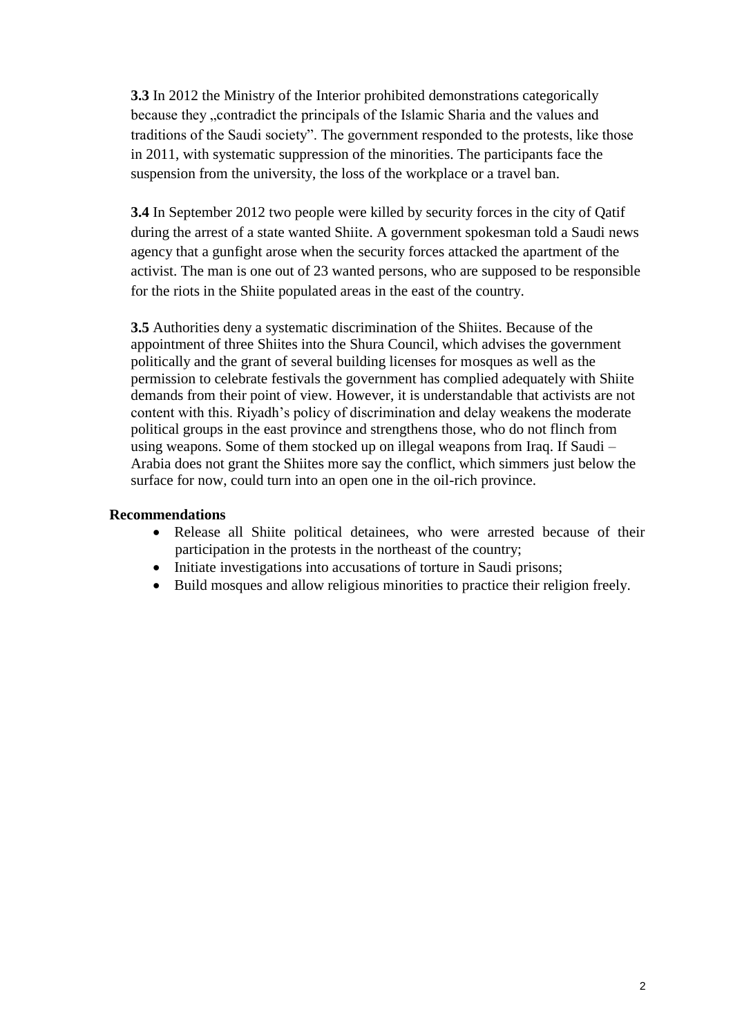**3.3** In 2012 the Ministry of the Interior prohibited demonstrations categorically because they „contradict the principals of the Islamic Sharia and the values and traditions of the Saudi society". The government responded to the protests, like those in 2011, with systematic suppression of the minorities. The participants face the suspension from the university, the loss of the workplace or a travel ban.

**3.4** In September 2012 two people were killed by security forces in the city of Qatif during the arrest of a state wanted Shiite. A government spokesman told a Saudi news agency that a gunfight arose when the security forces attacked the apartment of the activist. The man is one out of 23 wanted persons, who are supposed to be responsible for the riots in the Shiite populated areas in the east of the country.

**3.5** Authorities deny a systematic discrimination of the Shiites. Because of the appointment of three Shiites into the Shura Council, which advises the government politically and the grant of several building licenses for mosques as well as the permission to celebrate festivals the government has complied adequately with Shiite demands from their point of view. However, it is understandable that activists are not content with this. Riyadh's policy of discrimination and delay weakens the moderate political groups in the east province and strengthens those, who do not flinch from using weapons. Some of them stocked up on illegal weapons from Iraq. If Saudi – Arabia does not grant the Shiites more say the conflict, which simmers just below the surface for now, could turn into an open one in the oil-rich province.

**Recommendations**

- Release all Shiite political detainees, who were arrested because of their participation in the protests in the northeast of the country;
- Initiate investigations into accusations of torture in Saudi prisons;
- Build mosques and allow religious minorities to practice their religion freely.